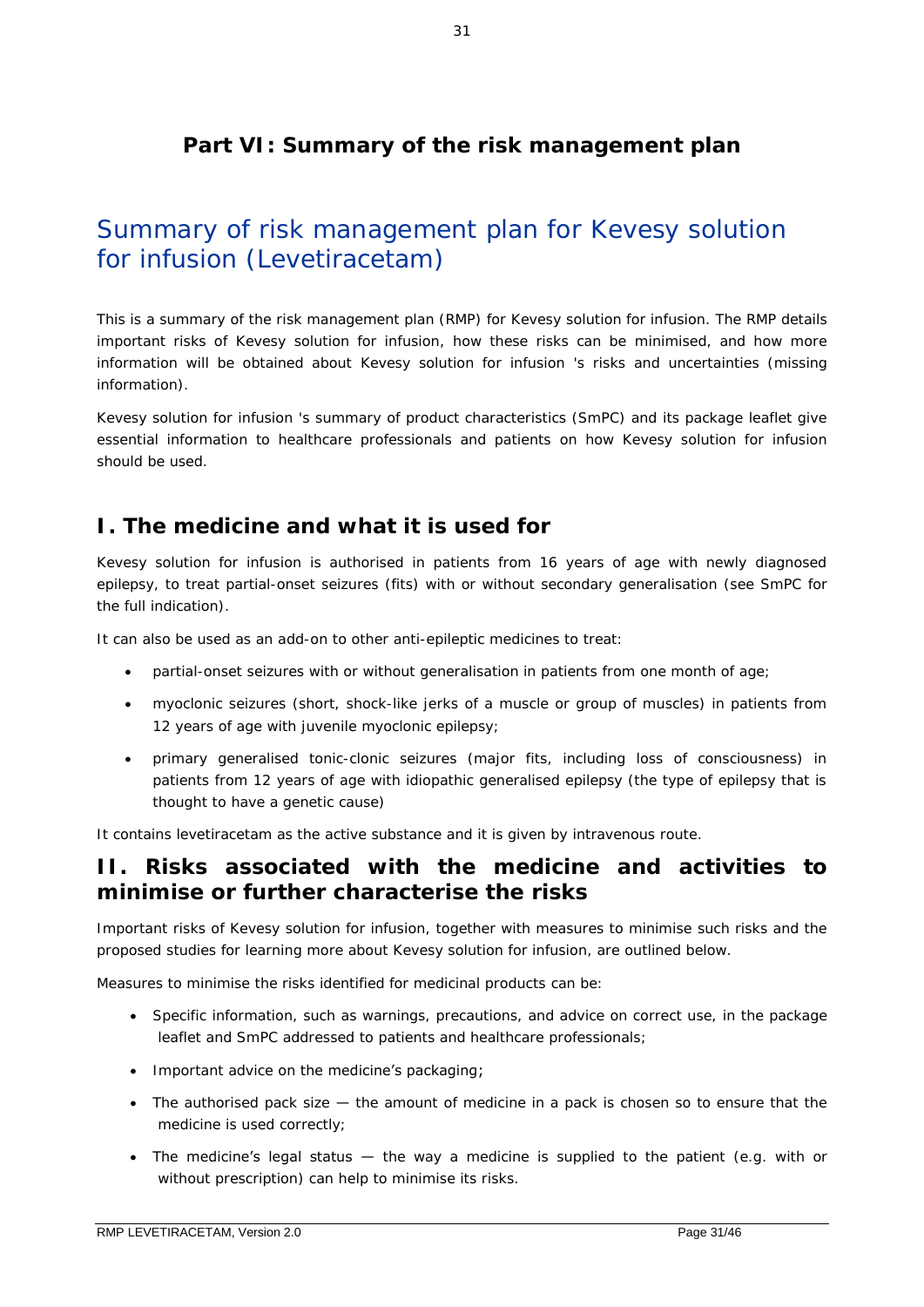# Part VI: Summary of the risk management plan

## Summary of risk management plan for Kevesy solution for infusion (Levetiracetam)

This is a summary of the risk management plan (RMP) for Kevesy solution for infusion. The RMP details important risks of Kevesy solution for infusion, how these risks can be minimised, and how more information will be obtained about Kevesy solution for infusion 's risks and uncertainties (missing information).

Kevesy solution for infusion 's summary of product characteristics (SmPC) and its package leaflet give essential information to healthcare professionals and patients on how Kevesy solution for infusion should be used.

## I. The medicine and what it is used for

Kevesy solution for infusion is authorised in patients from 16 years of age with newly diagnosed epilepsy, to treat partial-onset seizures (fits) with or without secondary generalisation (see SmPC for the full indication).

It can also be used as an add-on to other anti-epileptic medicines to treat:

- partial-onset seizures with or without generalisation in patients from one month of age;
- myoclonic seizures (short, shock-like jerks of a muscle or group of muscles) in patients from 12 years of age with juvenile myoclonic epilepsy;
- primary generalised tonic-clonic seizures (major fits, including loss of consciousness) in patients from 12 years of age with idiopathic generalised epilepsy (the type of epilepsy that is thought to have a genetic cause)

It contains levetiracetam as the active substance and it is given by intravenous route.

## II. Risks associated with the medicine and activities to minimise or further characterise the risks

Important risks of Kevesy solution for infusion, together with measures to minimise such risks and the proposed studies for learning more about Kevesy solution for infusion, are outlined below.

Measures to minimise the risks identified for medicinal products can be:

- Specific information, such as warnings, precautions, and advice on correct use, in the package leaflet and SmPC addressed to patients and healthcare professionals;
- Important advice on the medicine's packaging;
- The authorised pack size — the amount of medicine in a pack is chosen so to ensure that the medicine is used correctly;
- The medicine's legal status — the way a medicine is supplied to the patient (e.g. with or without prescription) can help to minimise its risks.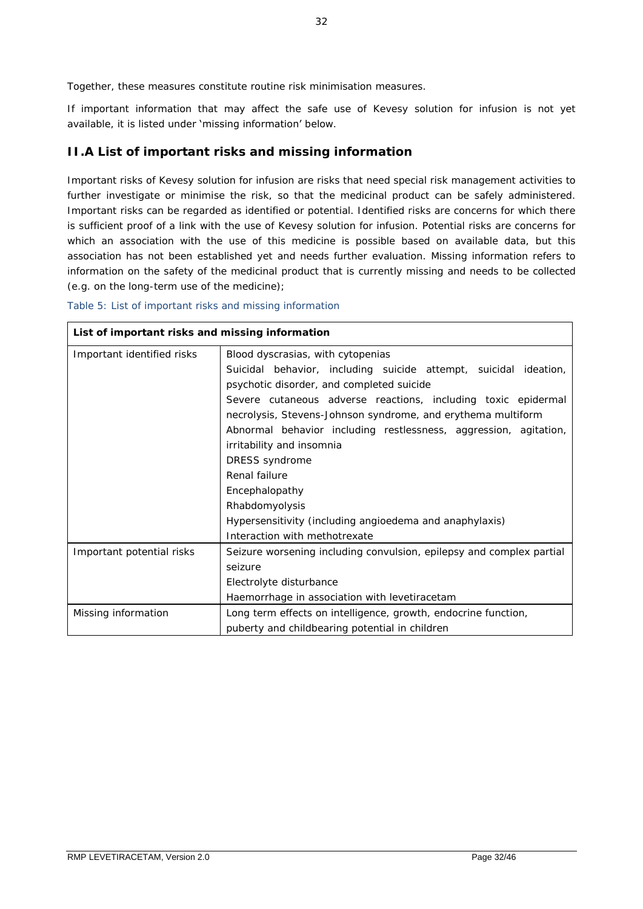Together, these measures constitute routine risk minimisation measures.

If important information that may affect the safe use of Kevesy solution for infusion is not yet available, it is listed under 'missing information' below.

## II.A List of important risks and missing information

Important risks of Kevesy solution for infusion are risks that need special risk management activities to further investigate or minimise the risk, so that the medicinal product can be safely administered. Important risks can be regarded as identified or potential. Identified risks are concerns for which there is sufficient proof of a link with the use of Kevesy solution for infusion. Potential risks are concerns for which an association with the use of this medicine is possible based on available data, but this association has not been established yet and needs further evaluation. Missing information refers to information on the safety of the medicinal product that is currently missing and needs to be collected (e.g. on the long-term use of the medicine);

Table 5: List of important risks and missing information

| **List of important risks and missing information** | |
|---|---|
| Important identified risks | Blood dyscrasias, with cytopenias<br>Suicidal behavior, including suicide attempt, suicidal ideation, psychotic disorder, and completed suicide<br>Severe cutaneous adverse reactions, including toxic epidermal necrolysis, Stevens-Johnson syndrome, and erythema multiform<br>Abnormal behavior including restlessness, aggression, agitation, irritability and insomnia<br>DRESS syndrome<br>Renal failure<br>Encephalopathy<br>Rhabdomyolysis<br>Hypersensitivity (including angioedema and anaphylaxis)<br>Interaction with methotrexate |
| Important potential risks | Seizure worsening including convulsion, epilepsy and complex partial seizure<br>Electrolyte disturbance<br>Haemorrhage in association with levetiracetam |
| Missing information | Long term effects on intelligence, growth, endocrine function, puberty and childbearing potential in children |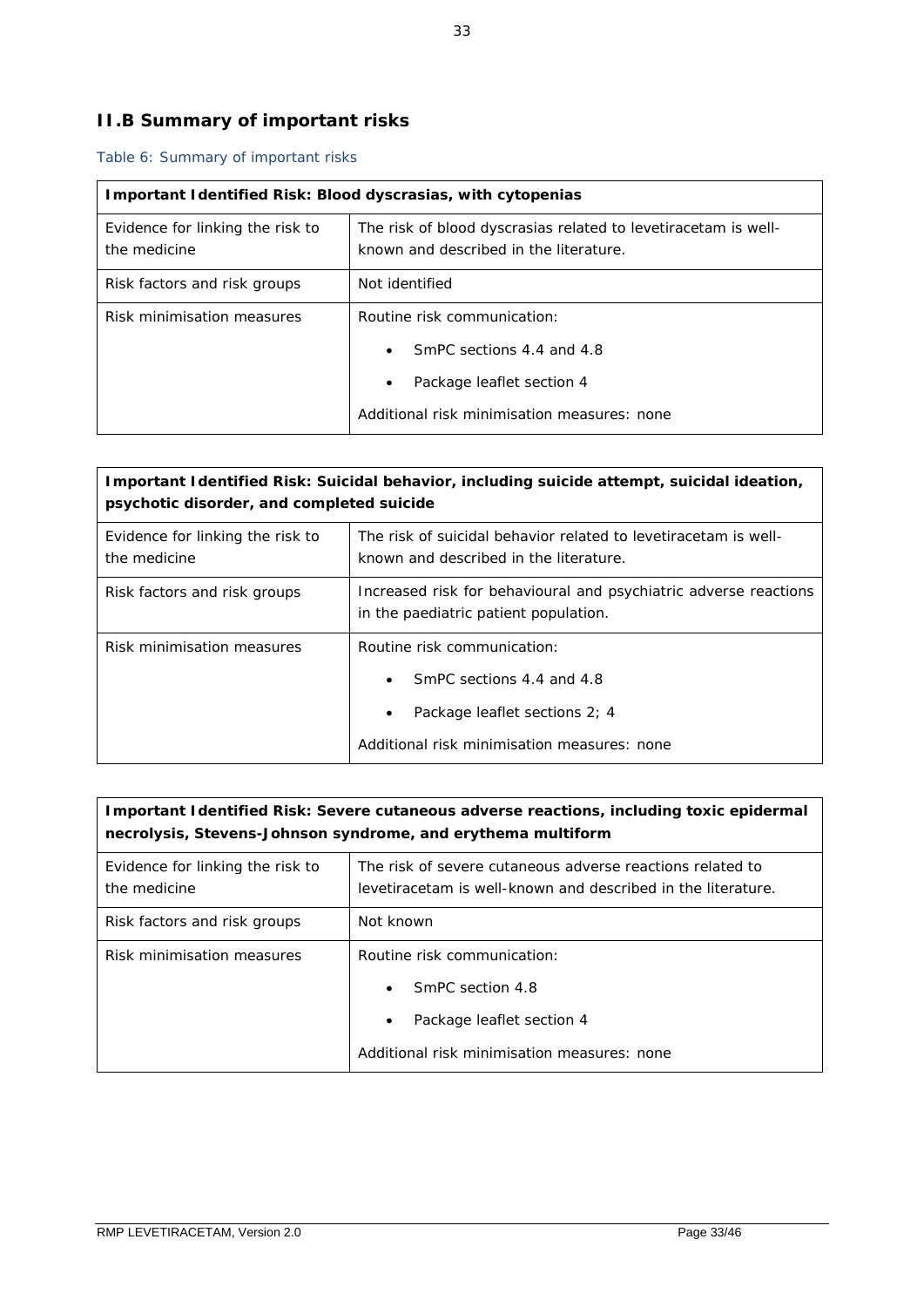## II.B Summary of important risks

Table 6: Summary of important risks

| **Important Identified Risk: Blood dyscrasias, with cytopenias** | |
|---|---|
| Evidence for linking the risk to the medicine | The risk of blood dyscrasias related to levetiracetam is well-known and described in the literature. |
| Risk factors and risk groups | Not identified |
| Risk minimisation measures | Routine risk communication:<br>• SmPC sections 4.4 and 4.8<br>• Package leaflet section 4<br>Additional risk minimisation measures: none |

| **Important Identified Risk: Suicidal behavior, including suicide attempt, suicidal ideation, psychotic disorder, and completed suicide** | |
|---|---|
| Evidence for linking the risk to the medicine | The risk of suicidal behavior related to levetiracetam is well-known and described in the literature. |
| Risk factors and risk groups | Increased risk for behavioural and psychiatric adverse reactions in the paediatric patient population. |
| Risk minimisation measures | Routine risk communication:<br>• SmPC sections 4.4 and 4.8<br>• Package leaflet sections 2; 4<br>Additional risk minimisation measures: none |

| **Important Identified Risk: Severe cutaneous adverse reactions, including toxic epidermal necrolysis, Stevens-Johnson syndrome, and erythema multiform** | |
|---|---|
| Evidence for linking the risk to the medicine | The risk of severe cutaneous adverse reactions related to levetiracetam is well-known and described in the literature. |
| Risk factors and risk groups | Not known |
| Risk minimisation measures | Routine risk communication:<br>• SmPC section 4.8<br>• Package leaflet section 4<br>Additional risk minimisation measures: none |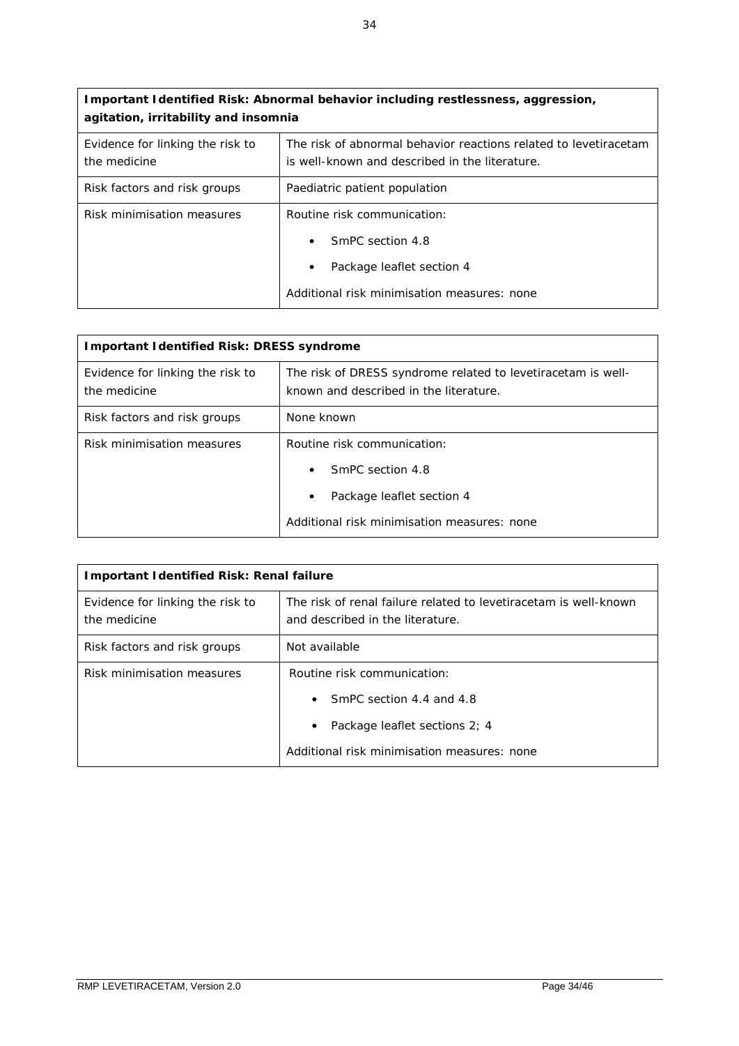| Important Identified Risk: Abnormal behavior including restlessness, aggression, agitation, irritability and insomnia | |
|---|---|
| Evidence for linking the risk to the medicine | The risk of abnormal behavior reactions related to levetiracetam is well-known and described in the literature. |
| Risk factors and risk groups | Paediatric patient population |
| Risk minimisation measures | Routine risk communication:<br>• SmPC section 4.8<br>• Package leaflet section 4<br>Additional risk minimisation measures: none |

| Important Identified Risk: DRESS syndrome | |
|---|---|
| Evidence for linking the risk to the medicine | The risk of DRESS syndrome related to levetiracetam is well-known and described in the literature. |
| Risk factors and risk groups | None known |
| Risk minimisation measures | Routine risk communication:<br>• SmPC section 4.8<br>• Package leaflet section 4<br>Additional risk minimisation measures: none |

| Important Identified Risk: Renal failure | |
|---|---|
| Evidence for linking the risk to the medicine | The risk of renal failure related to levetiracetam is well-known and described in the literature. |
| Risk factors and risk groups | Not available |
| Risk minimisation measures | Routine risk communication:<br>• SmPC section 4.4 and 4.8<br>• Package leaflet sections 2; 4<br>Additional risk minimisation measures: none |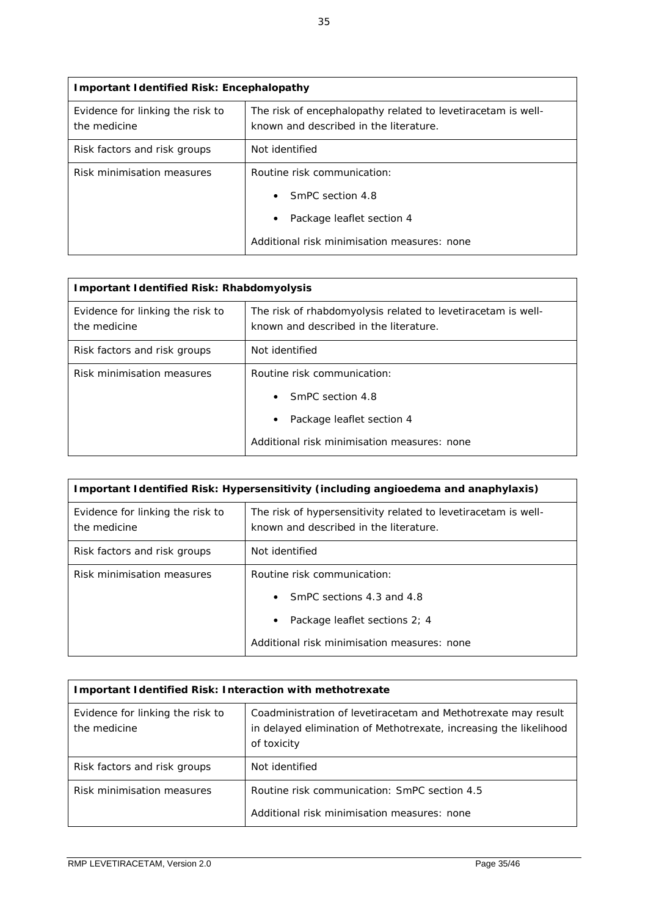| Important Identified Risk: Encephalopathy | |
|---|---|
| Evidence for linking the risk to the medicine | The risk of encephalopathy related to levetiracetam is well-known and described in the literature. |
| Risk factors and risk groups | Not identified |
| Risk minimisation measures | Routine risk communication:<br>• SmPC section 4.8<br>• Package leaflet section 4<br>Additional risk minimisation measures: none |

| Important Identified Risk: Rhabdomyolysis | |
|---|---|
| Evidence for linking the risk to the medicine | The risk of rhabdomyolysis related to levetiracetam is well-known and described in the literature. |
| Risk factors and risk groups | Not identified |
| Risk minimisation measures | Routine risk communication:<br>• SmPC section 4.8<br>• Package leaflet section 4<br>Additional risk minimisation measures: none |

| Important Identified Risk: Hypersensitivity (including angioedema and anaphylaxis) | |
|---|---|
| Evidence for linking the risk to the medicine | The risk of hypersensitivity related to levetiracetam is well-known and described in the literature. |
| Risk factors and risk groups | Not identified |
| Risk minimisation measures | Routine risk communication:<br>• SmPC sections 4.3 and 4.8<br>• Package leaflet sections 2; 4<br>Additional risk minimisation measures: none |

| Important Identified Risk: Interaction with methotrexate | |
|---|---|
| Evidence for linking the risk to the medicine | Coadministration of levetiracetam and Methotrexate may result in delayed elimination of Methotrexate, increasing the likelihood of toxicity |
| Risk factors and risk groups | Not identified |
| Risk minimisation measures | Routine risk communication: SmPC section 4.5<br>Additional risk minimisation measures: none |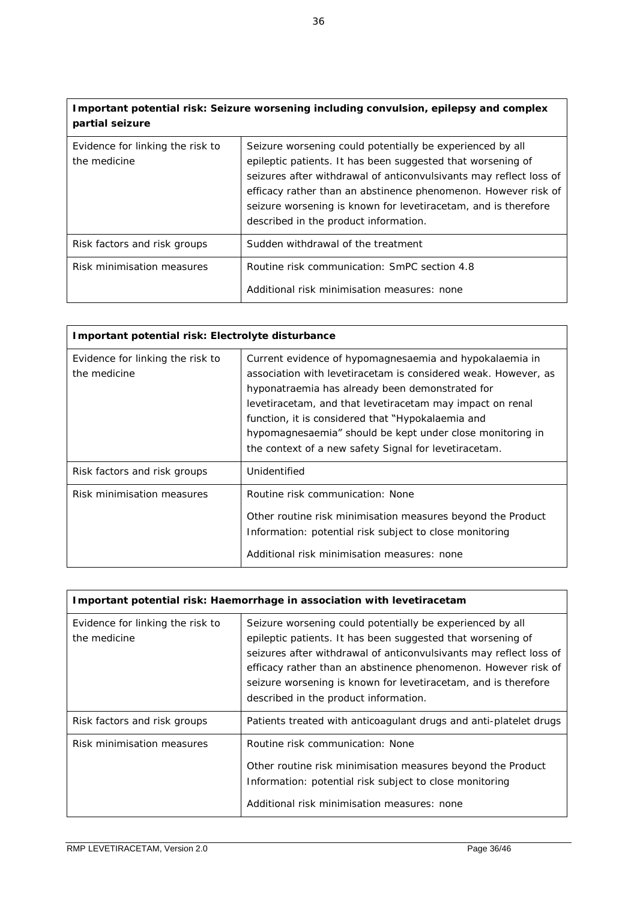| **Important potential risk: Seizure worsening including convulsion, epilepsy and complex partial seizure** | |
|---|---|
| Evidence for linking the risk to the medicine | Seizure worsening could potentially be experienced by all epileptic patients. It has been suggested that worsening of seizures after withdrawal of anticonvulsivants may reflect loss of efficacy rather than an abstinence phenomenon. However risk of seizure worsening is known for levetiracetam, and is therefore described in the product information. |
| Risk factors and risk groups | Sudden withdrawal of the treatment |
| Risk minimisation measures | Routine risk communication: SmPC section 4.8<br><br>Additional risk minimisation measures: none |

| **Important potential risk: Electrolyte disturbance** | |
|---|---|
| Evidence for linking the risk to the medicine | Current evidence of hypomagnesaemia and hypokalaemia in association with levetiracetam is considered weak. However, as hyponatraemia has already been demonstrated for levetiracetam, and that levetiracetam may impact on renal function, it is considered that "Hypokalaemia and hypomagnesaemia" should be kept under close monitoring in the context of a new safety Signal for levetiracetam. |
| Risk factors and risk groups | Unidentified |
| Risk minimisation measures | Routine risk communication: None<br><br>Other routine risk minimisation measures beyond the Product Information: potential risk subject to close monitoring<br><br>Additional risk minimisation measures: none |

| **Important potential risk: Haemorrhage in association with levetiracetam** | |
|---|---|
| Evidence for linking the risk to the medicine | Seizure worsening could potentially be experienced by all epileptic patients. It has been suggested that worsening of seizures after withdrawal of anticonvulsivants may reflect loss of efficacy rather than an abstinence phenomenon. However risk of seizure worsening is known for levetiracetam, and is therefore described in the product information. |
| Risk factors and risk groups | Patients treated with anticoagulant drugs and anti-platelet drugs |
| Risk minimisation measures | Routine risk communication: None<br><br>Other routine risk minimisation measures beyond the Product Information: potential risk subject to close monitoring<br><br>Additional risk minimisation measures: none |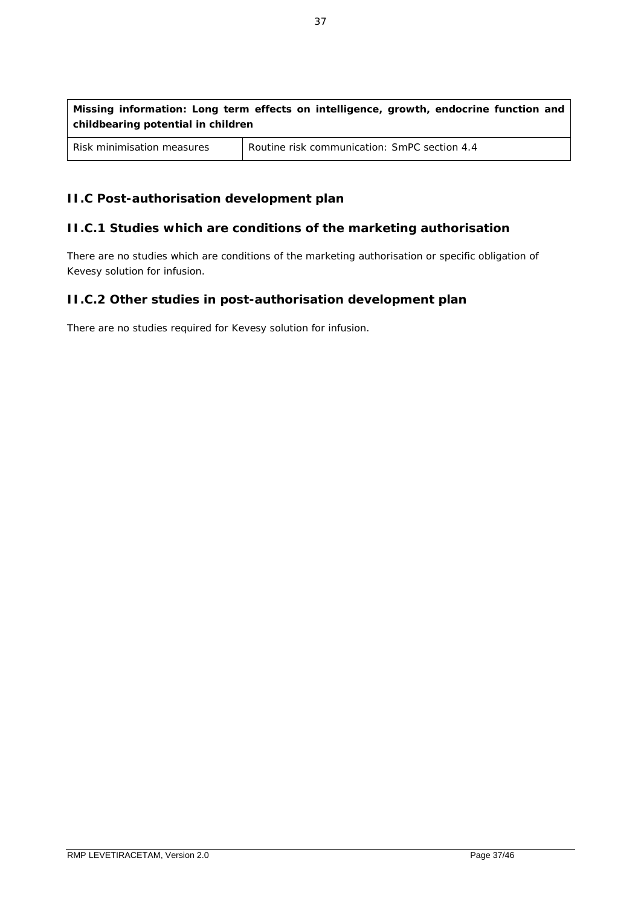| **Missing information: Long term effects on intelligence, growth, endocrine function and childbearing potential in children** | |
|---|---|
| Risk minimisation measures | Routine risk communication: SmPC section 4.4 |

## II.C Post-authorisation development plan

### II.C.1 Studies which are conditions of the marketing authorisation

There are no studies which are conditions of the marketing authorisation or specific obligation of Kevesy solution for infusion.

### II.C.2 Other studies in post-authorisation development plan

There are no studies required for Kevesy solution for infusion.